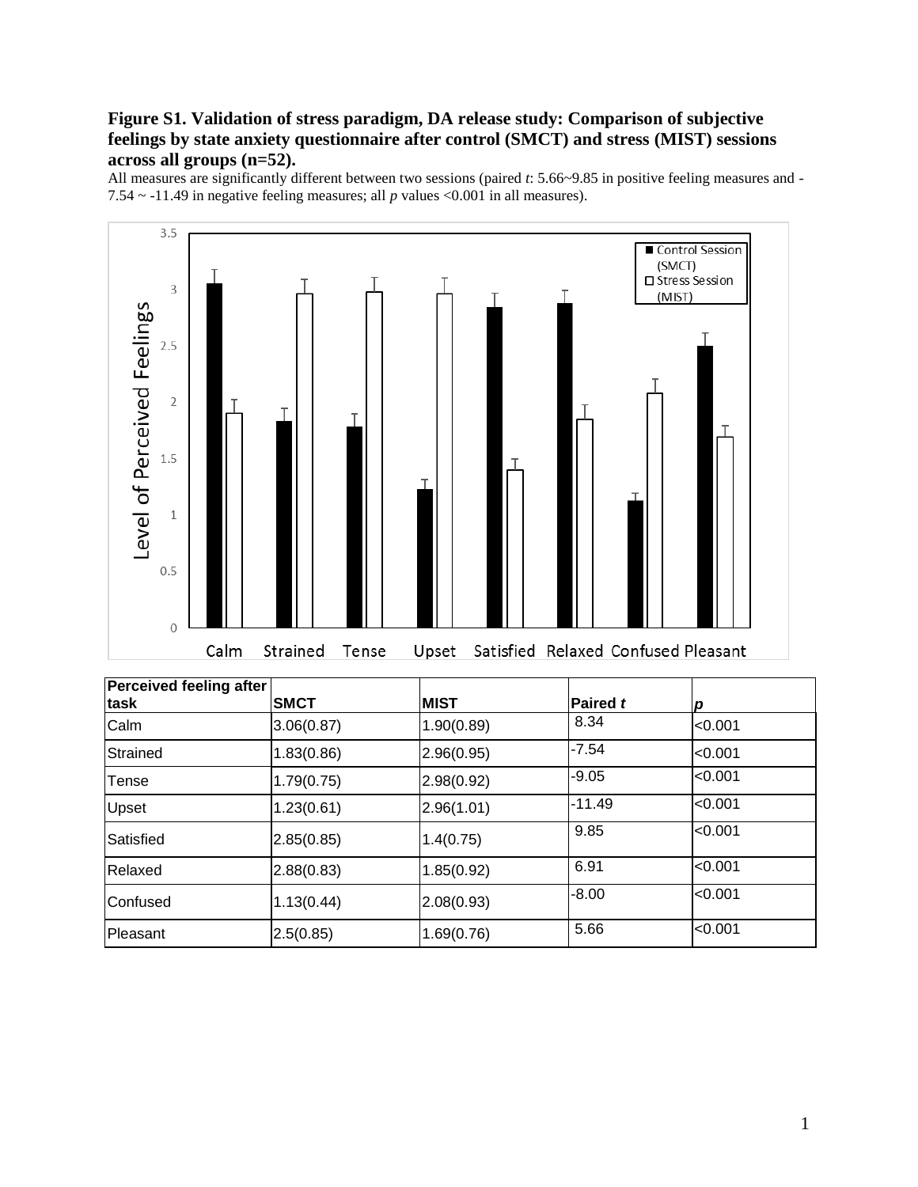**Figure S1. Validation of stress paradigm, DA release study: Comparison of subjective feelings by state anxiety questionnaire after control (SMCT) and stress (MIST) sessions across all groups (n=52).**

All measures are significantly different between two sessions (paired *t*: 5.66~9.85 in positive feeling measures and -7.54 ~ -11.49 in negative feeling measures; all *p* values <0.001 in all measures).

| Perceived feeling after task | SMCT | MIST | Paired *t* | *p* |
|---|---|---|---|---|
| Calm | 3.06(0.87) | 1.90(0.89) | 8.34 | <0.001 |
| Strained | 1.83(0.86) | 2.96(0.95) | -7.54 | <0.001 |
| Tense | 1.79(0.75) | 2.98(0.92) | -9.05 | <0.001 |
| Upset | 1.23(0.61) | 2.96(1.01) | -11.49 | <0.001 |
| Satisfied | 2.85(0.85) | 1.4(0.75) | 9.85 | <0.001 |
| Relaxed | 2.88(0.83) | 1.85(0.92) | 6.91 | <0.001 |
| Confused | 1.13(0.44) | 2.08(0.93) | -8.00 | <0.001 |
| Pleasant | 2.5(0.85) | 1.69(0.76) | 5.66 | <0.001 |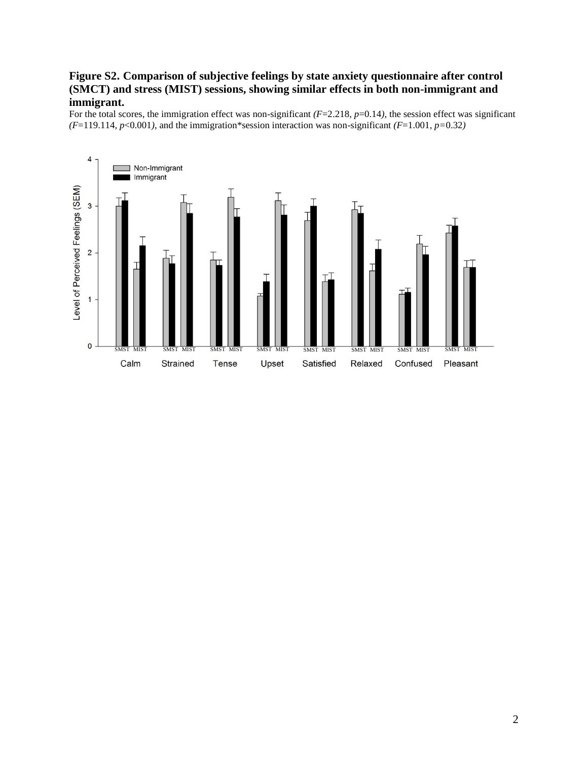**Figure S2. Comparison of subjective feelings by state anxiety questionnaire after control (SMCT) and stress (MIST) sessions, showing similar effects in both non-immigrant and immigrant.**

For the total scores, the immigration effect was non-significant *(F*=2.218, *p*=0.14*)*, the session effect was significant *(F*=119.114, *p*<0.001*)*, and the immigration*session interaction was non-significant *(F*=1.001, *p*=0.32*)*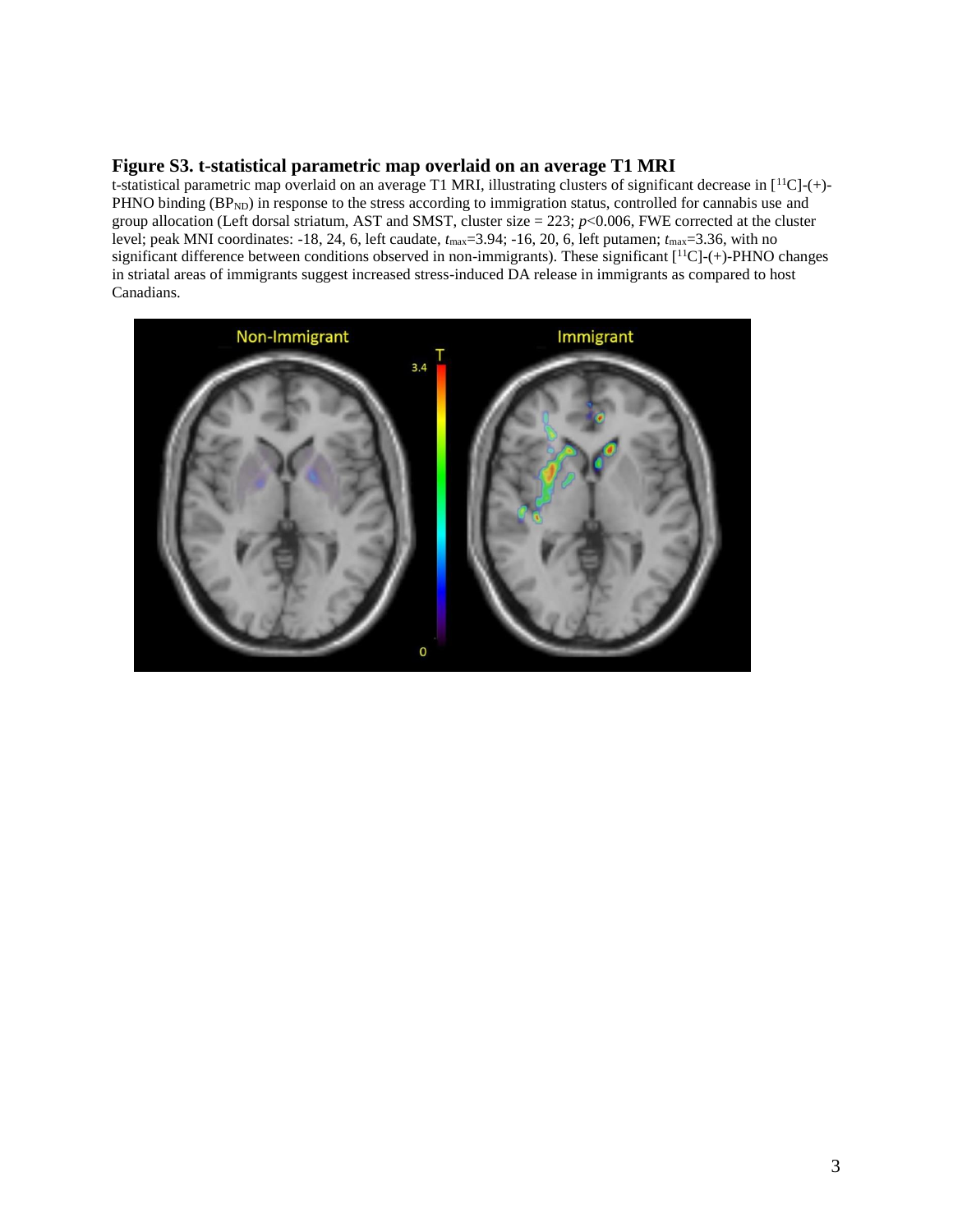### Figure S3. t-statistical parametric map overlaid on an average T1 MRI

t-statistical parametric map overlaid on an average T1 MRI, illustrating clusters of significant decrease in [$^{11}$C]-(+)-PHNO binding ($BP_{ND}$) in response to the stress according to immigration status, controlled for cannabis use and group allocation (Left dorsal striatum, AST and SMST, cluster size = 223; $p$<0.006, FWE corrected at the cluster level; peak MNI coordinates: -18, 24, 6, left caudate, $t_{max}$=3.94; -16, 20, 6, left putamen; $t_{max}$=3.36, with no significant difference between conditions observed in non-immigrants). These significant [$^{11}$C]-(+)-PHNO changes in striatal areas of immigrants suggest increased stress-induced DA release in immigrants as compared to host Canadians.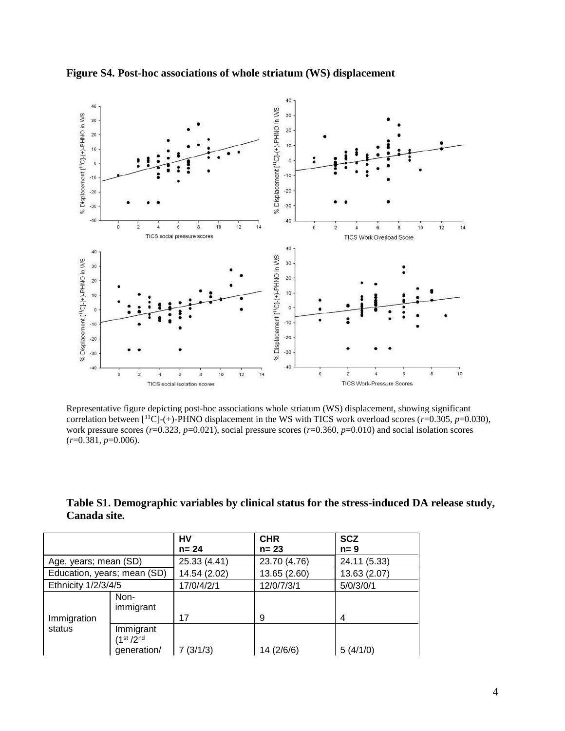**Figure S4. Post-hoc associations of whole striatum (WS) displacement**

Representative figure depicting post-hoc associations whole striatum (WS) displacement, showing significant correlation between [$^{11}$C]-(+)-PHNO displacement in the WS with TICS work overload scores ($r$=0.305, $p$=0.030), work pressure scores ($r$=0.323, $p$=0.021), social pressure scores ($r$=0.360, $p$=0.010) and social isolation scores ($r$=0.381, $p$=0.006).

**Table S1. Demographic variables by clinical status for the stress-induced DA release study, Canada site.**

| | | HV<br>n= 24 | CHR<br>n= 23 | SCZ<br>n= 9 |
|---|---|---|---|---|
| Age, years; mean (SD) | | 25.33 (4.41) | 23.70 (4.76) | 24.11 (5.33) |
| Education, years; mean (SD) | | 14.54 (2.02) | 13.65 (2.60) | 13.63 (2.07) |
| Ethnicity 1/2/3/4/5 | | 17/0/4/2/1 | 12/0/7/3/1 | 5/0/3/0/1 |
| Immigration status | Non-immigrant | 17 | 9 | 4 |
| | Immigrant (1st /2nd generation/ | 7 (3/1/3) | 14 (2/6/6) | 5 (4/1/0) |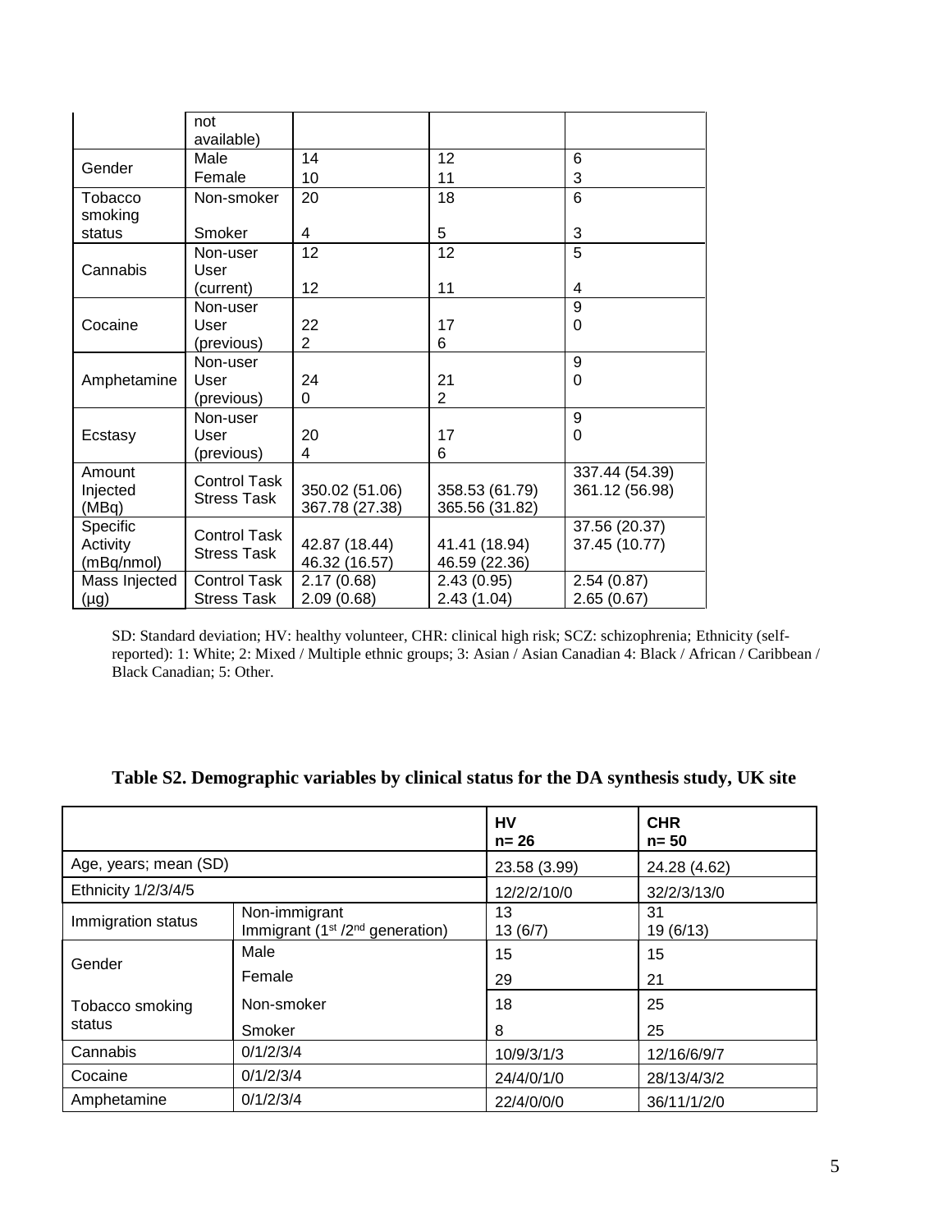| | not available) | | | |
|---|---|---|---|---|
| Gender | Male | 14 | 12 | 6 |
| | Female | 10 | 11 | 3 |
| Tobacco smoking status | Non-smoker | 20 | 18 | 6 |
| | Smoker | 4 | 5 | 3 |
| Cannabis | Non-user | 12 | 12 | 5 |
| | User (current) | 12 | 11 | 4 |
| Cocaine | Non-user | 22 | 17 | 9 |
| | User (previous) | 2 | 6 | 0 |
| Amphetamine | Non-user | 24 | 21 | 9 |
| | User (previous) | 0 | 2 | 0 |
| Ecstasy | Non-user | 20 | 17 | 9 |
| | User (previous) | 4 | 6 | 0 |
| Amount Injected (MBq) | Control Task | 350.02 (51.06) | 358.53 (61.79) | 337.44 (54.39) |
| | Stress Task | 367.78 (27.38) | 365.56 (31.82) | 361.12 (56.98) |
| Specific Activity (mBq/nmol) | Control Task | 42.87 (18.44) | 41.41 (18.94) | 37.56 (20.37) |
| | Stress Task | 46.32 (16.57) | 46.59 (22.36) | 37.45 (10.77) |
| Mass Injected (μg) | Control Task | 2.17 (0.68) | 2.43 (0.95) | 2.54 (0.87) |
| | Stress Task | 2.09 (0.68) | 2.43 (1.04) | 2.65 (0.67) |

SD: Standard deviation; HV: healthy volunteer, CHR: clinical high risk; SCZ: schizophrenia; Ethnicity (self-reported): 1: White; 2: Mixed / Multiple ethnic groups; 3: Asian / Asian Canadian 4: Black / African / Caribbean / Black Canadian; 5: Other.

**Table S2. Demographic variables by clinical status for the DA synthesis study, UK site**

| | | HV n= 26 | CHR n= 50 |
|---|---|---|---|
| Age, years; mean (SD) | | 23.58 (3.99) | 24.28 (4.62) |
| Ethnicity 1/2/3/4/5 | | 12/2/2/10/0 | 32/2/3/13/0 |
| Immigration status | Non-immigrant | 13 | 31 |
| | Immigrant (1st /2nd generation) | 13 (6/7) | 19 (6/13) |
| Gender | Male | 15 | 15 |
| | Female | 29 | 21 |
| Tobacco smoking status | Non-smoker | 18 | 25 |
| | Smoker | 8 | 25 |
| Cannabis | 0/1/2/3/4 | 10/9/3/1/3 | 12/16/6/9/7 |
| Cocaine | 0/1/2/3/4 | 24/4/0/1/0 | 28/13/4/3/2 |
| Amphetamine | 0/1/2/3/4 | 22/4/0/0/0 | 36/11/1/2/0 |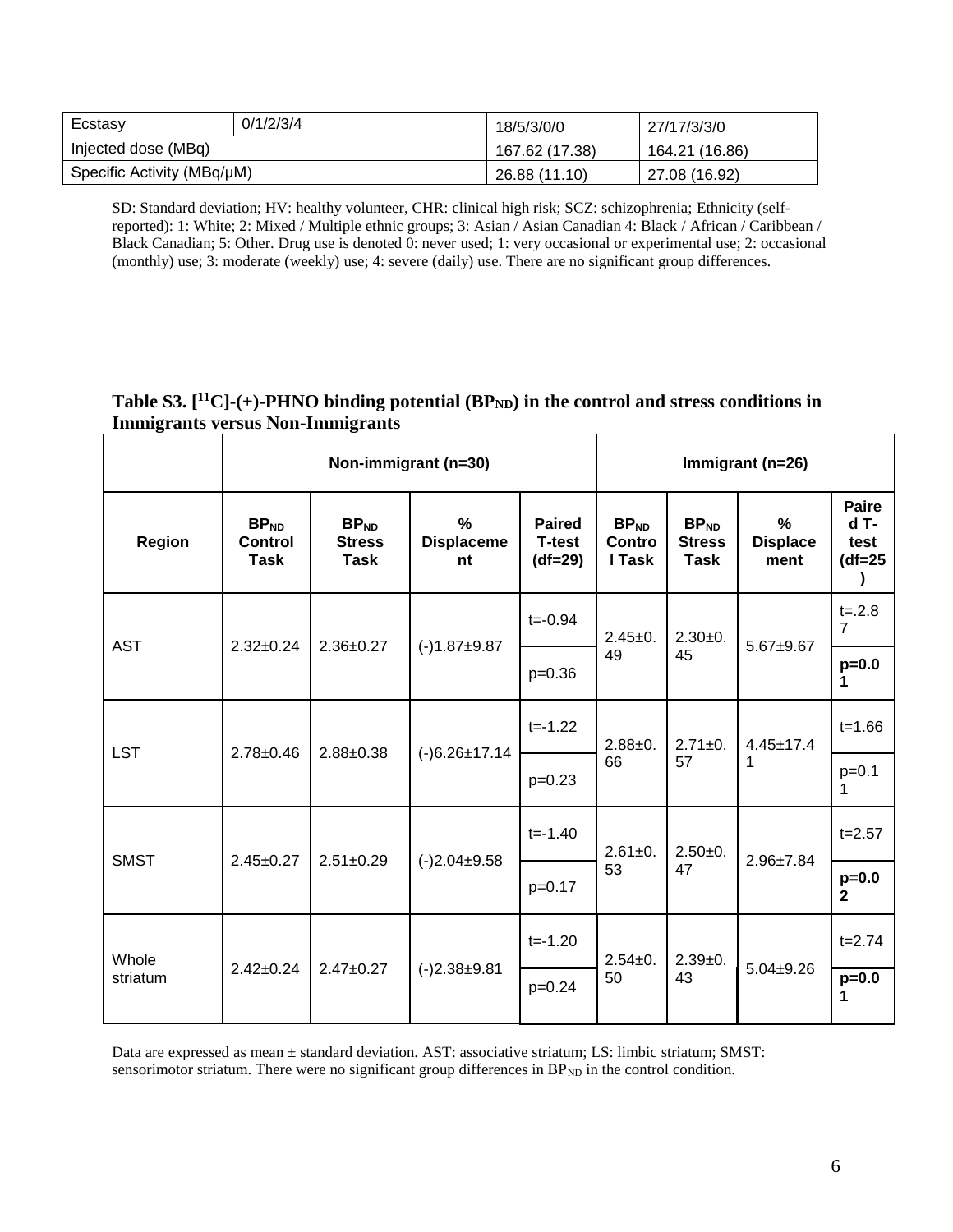| Ecstasy | 0/1/2/3/4 | 18/5/3/0/0 | 27/17/3/3/0 |
| --- | --- | --- | --- |
| Injected dose (MBq) | | 167.62 (17.38) | 164.21 (16.86) |
| Specific Activity (MBq/μM) | | 26.88 (11.10) | 27.08 (16.92) |

SD: Standard deviation; HV: healthy volunteer, CHR: clinical high risk; SCZ: schizophrenia; Ethnicity (self-reported): 1: White; 2: Mixed / Multiple ethnic groups; 3: Asian / Asian Canadian 4: Black / African / Caribbean / Black Canadian; 5: Other. Drug use is denoted 0: never used; 1: very occasional or experimental use; 2: occasional (monthly) use; 3: moderate (weekly) use; 4: severe (daily) use. There are no significant group differences.

**Table S3. [$^{11}$C]-(+)-PHNO binding potential ($BP_{ND}$) in the control and stress conditions in Immigrants versus Non-Immigrants**

| | Non-immigrant (n=30) | | | | Immigrant (n=26) | | | |
| --- | --- | --- | --- | --- | --- | --- | --- | --- |
| **Region** | **$BP_{ND}$ Control Task** | **$BP_{ND}$ Stress Task** | **% Displacement** | **Paired T-test (df=29)** | **$BP_{ND}$ Control Task** | **$BP_{ND}$ Stress Task** | **% Displacement** | **Paired T-test (df=25)** |
| AST | 2.32±0.24 | 2.36±0.27 | (-)1.87±9.87 | t=-0.94<br>p=0.36 | 2.45±0.49 | 2.30±0.45 | 5.67±9.67 | t=.2.87<br>**p=0.01** |
| LST | 2.78±0.46 | 2.88±0.38 | (-)6.26±17.14 | t=-1.22<br>p=0.23 | 2.88±0.66 | 2.71±0.57 | 4.45±17.41 | t=1.66<br>p=0.11 |
| SMST | 2.45±0.27 | 2.51±0.29 | (-)2.04±9.58 | t=-1.40<br>p=0.17 | 2.61±0.53 | 2.50±0.47 | 2.96±7.84 | t=2.57<br>**p=0.02** |
| Whole striatum | 2.42±0.24 | 2.47±0.27 | (-)2.38±9.81 | t=-1.20<br>p=0.24 | 2.54±0.50 | 2.39±0.43 | 5.04±9.26 | t=2.74<br>**p=0.01** |

Data are expressed as mean ± standard deviation. AST: associative striatum; LS: limbic striatum; SMST: sensorimotor striatum. There were no significant group differences in $BP_{ND}$ in the control condition.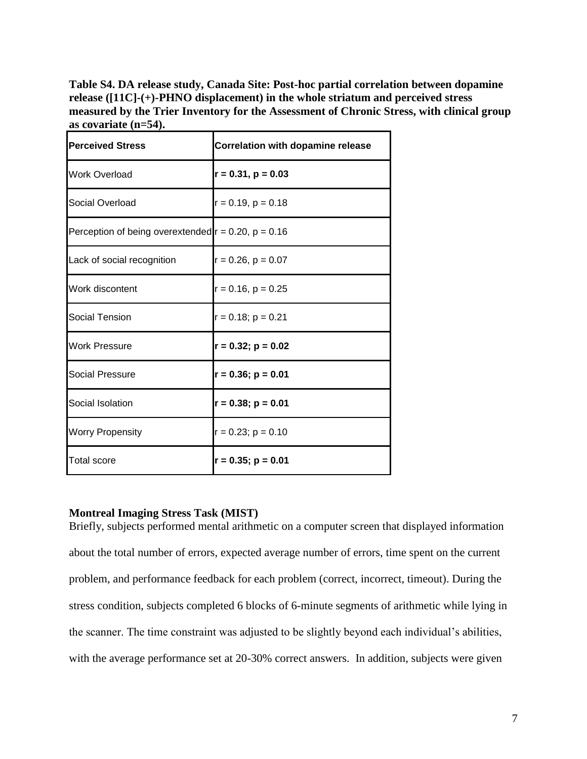**Table S4. DA release study, Canada Site: Post-hoc partial correlation between dopamine release ([11C]-(+)-PHNO displacement) in the whole striatum and perceived stress measured by the Trier Inventory for the Assessment of Chronic Stress, with clinical group as covariate (n=54).**

| Perceived Stress | Correlation with dopamine release |
|---|---|
| Work Overload | **r = 0.31, p = 0.03** |
| Social Overload | r = 0.19, p = 0.18 |
| Perception of being overextended | r = 0.20, p = 0.16 |
| Lack of social recognition | r = 0.26, p = 0.07 |
| Work discontent | r = 0.16, p = 0.25 |
| Social Tension | r = 0.18; p = 0.21 |
| Work Pressure | **r = 0.32; p = 0.02** |
| Social Pressure | **r = 0.36; p = 0.01** |
| Social Isolation | **r = 0.38; p = 0.01** |
| Worry Propensity | r = 0.23; p = 0.10 |
| Total score | **r = 0.35; p = 0.01** |

**Montreal Imaging Stress Task (MIST)**

Briefly, subjects performed mental arithmetic on a computer screen that displayed information about the total number of errors, expected average number of errors, time spent on the current problem, and performance feedback for each problem (correct, incorrect, timeout). During the stress condition, subjects completed 6 blocks of 6-minute segments of arithmetic while lying in the scanner. The time constraint was adjusted to be slightly beyond each individual's abilities, with the average performance set at 20-30% correct answers. In addition, subjects were given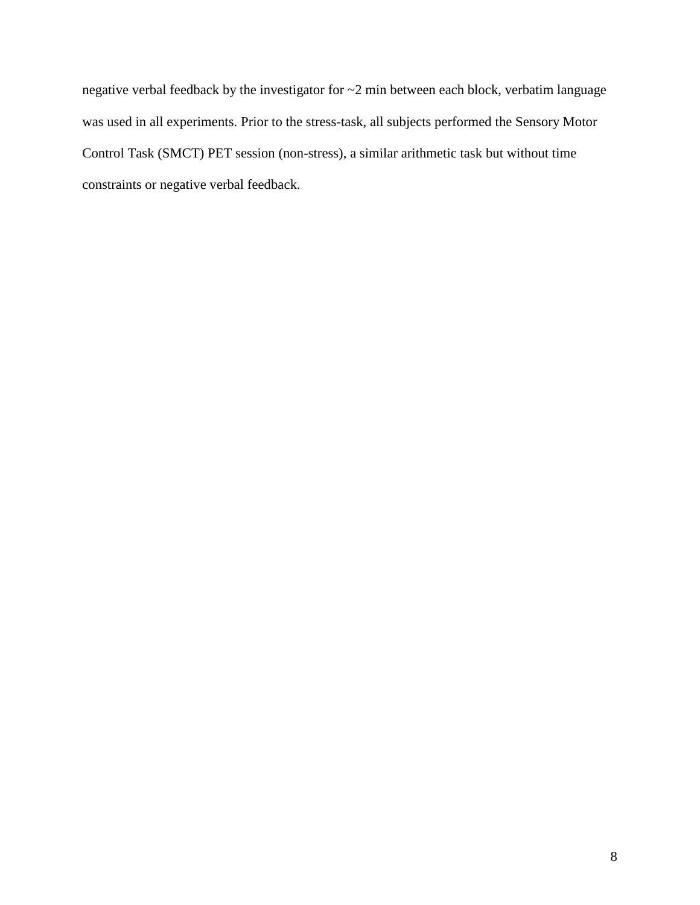negative verbal feedback by the investigator for ~2 min between each block, verbatim language was used in all experiments. Prior to the stress-task, all subjects performed the Sensory Motor Control Task (SMCT) PET session (non-stress), a similar arithmetic task but without time constraints or negative verbal feedback.